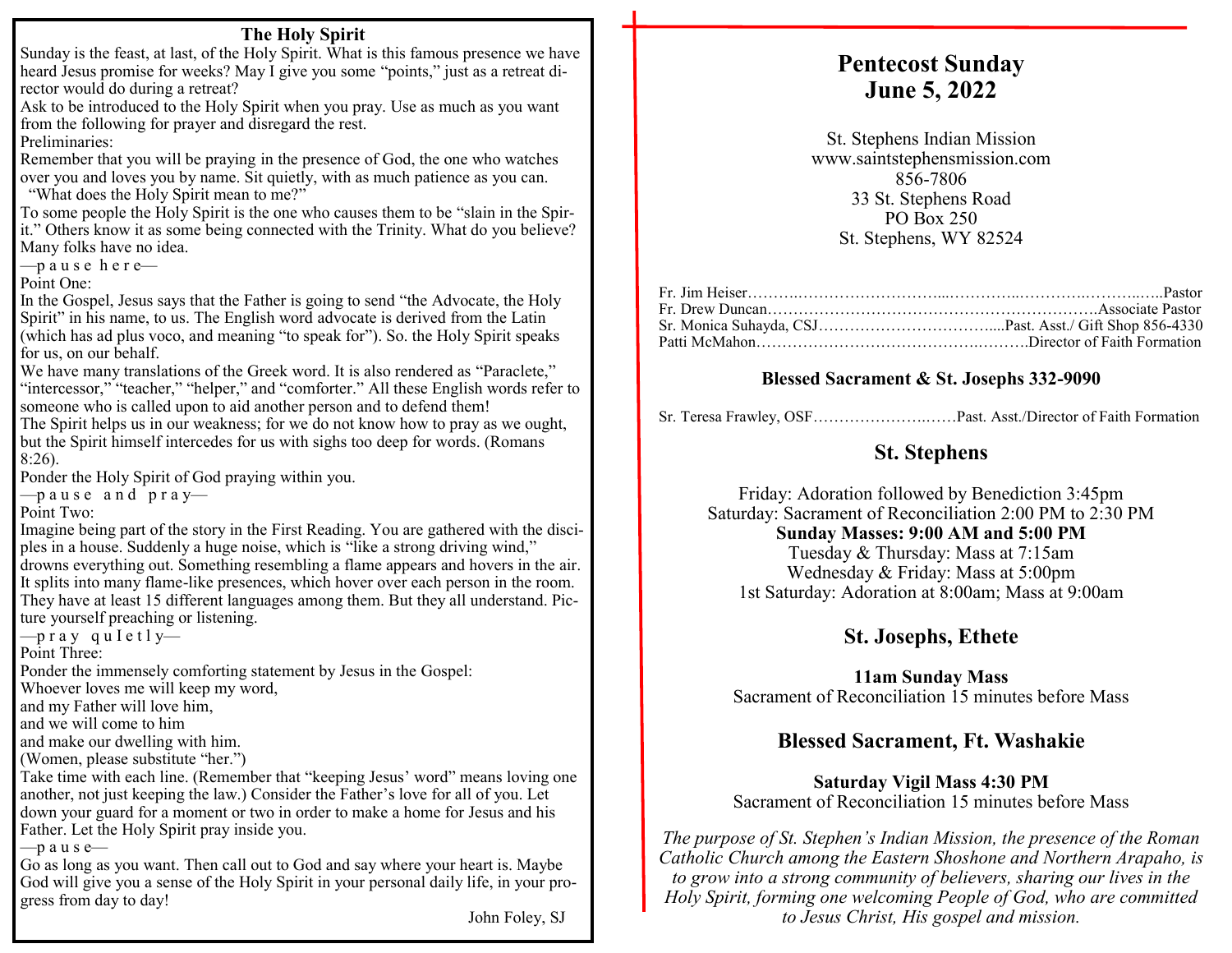## The Holy Spirit

Sunday is the feast, at last, of the Holy Spirit. What is this famous presence we have heard Jesus promise for weeks? May I give you some "points," just as a retreat director would do during a retreat?

Ask to be introduced to the Holy Spirit when you pray. Use as much as you want from the following for prayer and disregard the rest.

Preliminaries:

Remember that you will be praying in the presence of God, the one who watches over you and loves you by name. Sit quietly, with as much patience as you can.

"What does the Holy Spirit mean to me?"

To some people the Holy Spirit is the one who causes them to be "slain in the Spirit." Others know it as some being connected with the Trinity. What do you believe? Many folks have no idea.

—p a u s e h e r e—

Point One:

In the Gospel, Jesus says that the Father is going to send "the Advocate, the Holy Spirit" in his name, to us. The English word advocate is derived from the Latin (which has ad plus voco, and meaning "to speak for"). So. the Holy Spirit speaks for us, on our behalf.

We have many translations of the Greek word. It is also rendered as "Paraclete," "intercessor," "teacher," "helper," and "comforter." All these English words refer to someone who is called upon to aid another person and to defend them!

The Spirit helps us in our weakness; for we do not know how to pray as we ought, but the Spirit himself intercedes for us with sighs too deep for words. (Romans 8:26).

Ponder the Holy Spirit of God praying within you.

—p a u s e a n d p r a y—

Point Two:

Imagine being part of the story in the First Reading. You are gathered with the disciples in a house. Suddenly a huge noise, which is "like a strong driving wind," drowns everything out. Something resembling a flame appears and hovers in the air. It splits into many flame-like presences, which hover over each person in the room. They have at least 15 different languages among them. But they all understand. Picture yourself preaching or listening.

—p r a y q u I e t l y—

Point Three:

Ponder the immensely comforting statement by Jesus in the Gospel:

Whoever loves me will keep my word,
and my Father will love him,
and we will come to him
and make our dwelling with him.
(Women, please substitute "her.")

Take time with each line. (Remember that "keeping Jesus' word" means loving one another, not just keeping the law.) Consider the Father's love for all of you. Let down your guard for a moment or two in order to make a home for Jesus and his Father. Let the Holy Spirit pray inside you.

—p a u s e—

Go as long as you want. Then call out to God and say where your heart is. Maybe God will give you a sense of the Holy Spirit in your personal daily life, in your progress from day to day!

John Foley, SJ

# Pentecost Sunday
# June 5, 2022

St. Stephens Indian Mission
www.saintstephensmission.com
856-7806
33 St. Stephens Road
PO Box 250
St. Stephens, WY 82524

Fr. Jim Heiser……………………………………………………………Pastor
Fr. Drew Duncan……………………………………………………….Associate Pastor
Sr. Monica Suhayda, CSJ…………………………….....Past. Asst./ Gift Shop 856-4330
Patti McMahon………………………………………….…….Director of Faith Formation

**Blessed Sacrament & St. Josephs 332-9090**

Sr. Teresa Frawley, OSF……………………..……Past. Asst./Director of Faith Formation

## St. Stephens

Friday: Adoration followed by Benediction 3:45pm
Saturday: Sacrament of Reconciliation 2:00 PM to 2:30 PM
**Sunday Masses: 9:00 AM and 5:00 PM**
Tuesday & Thursday: Mass at 7:15am
Wednesday & Friday: Mass at 5:00pm
1st Saturday: Adoration at 8:00am; Mass at 9:00am

## St. Josephs, Ethete

**11am Sunday Mass**
Sacrament of Reconciliation 15 minutes before Mass

## Blessed Sacrament, Ft. Washakie

**Saturday Vigil Mass 4:30 PM**
Sacrament of Reconciliation 15 minutes before Mass

*The purpose of St. Stephen's Indian Mission, the presence of the Roman Catholic Church among the Eastern Shoshone and Northern Arapaho, is to grow into a strong community of believers, sharing our lives in the Holy Spirit, forming one welcoming People of God, who are committed to Jesus Christ, His gospel and mission.*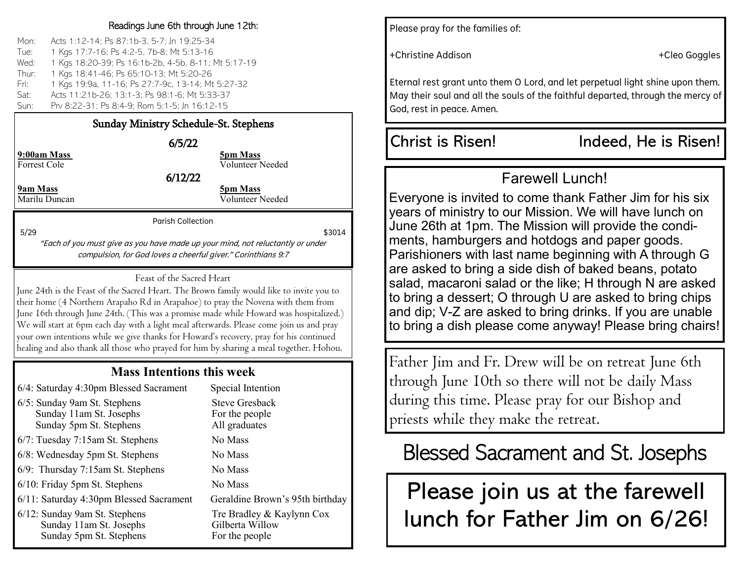## Readings June 6th through June 12th:

| | |
|---|---|
| Mon: | Acts 1:12-14; Ps 87:1b-3, 5-7; Jn 19:25-34 |
| Tue: | 1 Kgs 17:7-16; Ps 4:2-5, 7b-8; Mt 5:13-16 |
| Wed: | 1 Kgs 18:20-39; Ps 16:1b-2b, 4-5b, 8-11; Mt 5:17-19 |
| Thur: | 1 Kgs 18:41-46; Ps 65:10-13; Mt 5:20-26 |
| Fri: | 1 Kgs 19:9a, 11-16; Ps 27:7-9c, 13-14; Mt 5:27-32 |
| Sat: | Acts 11:21b-26; 13:1-3; Ps 98:1-6; Mt 5:33-37 |
| Sun: | Prv 8:22-31; Ps 8:4-9; Rom 5:1-5; Jn 16:12-15 |

## Sunday Ministry Schedule-St. Stephens

**6/5/22**

| **9:00am Mass** | **5pm Mass** |
|---|---|
| Forrest Cole | Volunteer Needed |

**6/12/22**

| **9am Mass** | **5pm Mass** |
|---|---|
| Marilu Duncan | Volunteer Needed |

### Parish Collection

5/29 $3014

*"Each of you must give as you have made up your mind, not reluctantly or under compulsion, for God loves a cheerful giver." Corinthians 9:7*

### Feast of the Sacred Heart

June 24th is the Feast of the Sacred Heart. The Brown family would like to invite you to their home (4 Northern Arapaho Rd in Arapahoe) to pray the Novena with them from June 16th through June 24th. (This was a promise made while Howard was hospitalized.) We will start at 6pm each day with a light meal afterwards. Please come join us and pray your own intentions while we give thanks for Howard's recovery, pray for his continued healing and also thank all those who prayed for him by sharing a meal together. Hohou.

## Mass Intentions this week

| | |
|---|---|
| 6/4: Saturday 4:30pm Blessed Sacrament | Special Intention |
| 6/5: Sunday 9am St. Stephens | Steve Gresback |
| Sunday 11am St. Josephs | For the people |
| Sunday 5pm St. Stephens | All graduates |
| 6/7: Tuesday 7:15am St. Stephens | No Mass |
| 6/8: Wednesday 5pm St. Stephens | No Mass |
| 6/9: Thursday 7:15am St. Stephens | No Mass |
| 6/10: Friday 5pm St. Stephens | No Mass |
| 6/11: Saturday 4:30pm Blessed Sacrament | Geraldine Brown's 95th birthday |
| 6/12: Sunday 9am St. Stephens | Tre Bradley & Kaylynn Cox |
| Sunday 11am St. Josephs | Gilberta Willow |
| Sunday 5pm St. Stephens | For the people |

Please pray for the families of:

+Christine Addison +Cleo Goggles

Eternal rest grant unto them O Lord, and let perpetual light shine upon them. May their soul and all the souls of the faithful departed, through the mercy of God, rest in peace. Amen.

## Christ is Risen! Indeed, He is Risen!

## Farewell Lunch!

Everyone is invited to come thank Father Jim for his six years of ministry to our Mission. We will have lunch on June 26th at 1pm. The Mission will provide the condiments, hamburgers and hotdogs and paper goods. Parishioners with last name beginning with A through G are asked to bring a side dish of baked beans, potato salad, macaroni salad or the like; H through N are asked to bring a dessert; O through U are asked to bring chips and dip; V-Z are asked to bring drinks. If you are unable to bring a dish please come anyway! Please bring chairs!

Father Jim and Fr. Drew will be on retreat June 6th through June 10th so there will not be daily Mass during this time. Please pray for our Bishop and priests while they make the retreat.

# Blessed Sacrament and St. Josephs

## Please join us at the farewell lunch for Father Jim on 6/26!